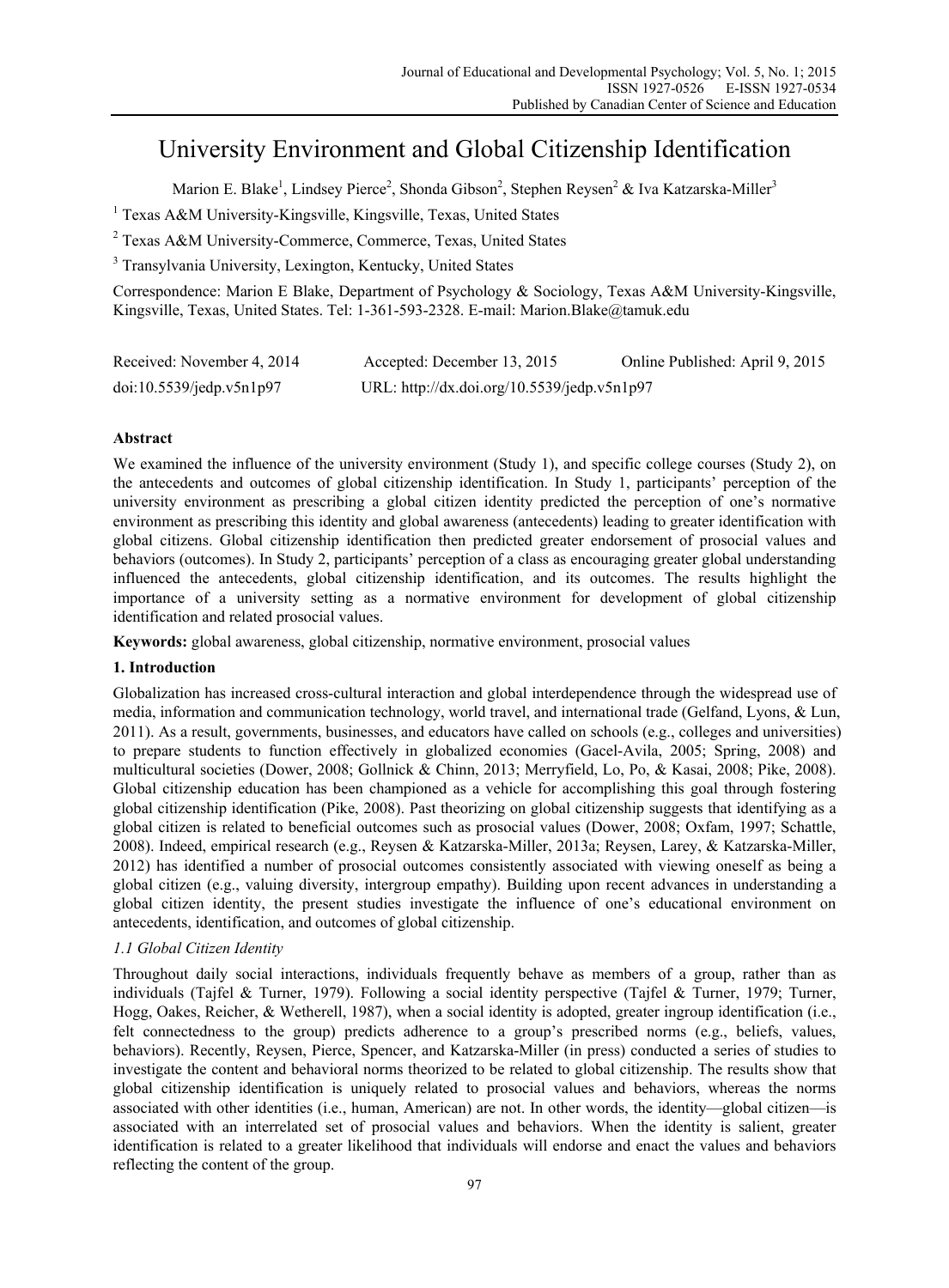# University Environment and Global Citizenship Identification

Marion E. Blake[1], Lindsey Pierce[2], Shonda Gibson[2], Stephen Reysen[2] & Iva Katzarska-Miller[3]

[1] Texas A&M University-Kingsville, Kingsville, Texas, United States

[2] Texas A&M University-Commerce, Commerce, Texas, United States

[3] Transylvania University, Lexington, Kentucky, United States

Correspondence: Marion E Blake, Department of Psychology & Sociology, Texas A&M University-Kingsville, Kingsville, Texas, United States. Tel: 1-361-593-2328. E-mail: Marion.Blake@tamuk.edu

| Received: November 4, 2014 | Accepted: December 13, 2015 | Online Published: April 9, 2015 |
|---|---|---|
| doi:10.5539/jedp.v5n1p97 | URL: http://dx.doi.org/10.5539/jedp.v5n1p97 | |

**Abstract**

We examined the influence of the university environment (Study 1), and specific college courses (Study 2), on the antecedents and outcomes of global citizenship identification. In Study 1, participants' perception of the university environment as prescribing a global citizen identity predicted the perception of one's normative environment as prescribing this identity and global awareness (antecedents) leading to greater identification with global citizens. Global citizenship identification then predicted greater endorsement of prosocial values and behaviors (outcomes). In Study 2, participants' perception of a class as encouraging greater global understanding influenced the antecedents, global citizenship identification, and its outcomes. The results highlight the importance of a university setting as a normative environment for development of global citizenship identification and related prosocial values.

**Keywords:** global awareness, global citizenship, normative environment, prosocial values

## 1. Introduction

Globalization has increased cross-cultural interaction and global interdependence through the widespread use of media, information and communication technology, world travel, and international trade (Gelfand, Lyons, & Lun, 2011). As a result, governments, businesses, and educators have called on schools (e.g., colleges and universities) to prepare students to function effectively in globalized economies (Gacel-Avila, 2005; Spring, 2008) and multicultural societies (Dower, 2008; Gollnick & Chinn, 2013; Merryfield, Lo, Po, & Kasai, 2008; Pike, 2008). Global citizenship education has been championed as a vehicle for accomplishing this goal through fostering global citizenship identification (Pike, 2008). Past theorizing on global citizenship suggests that identifying as a global citizen is related to beneficial outcomes such as prosocial values (Dower, 2008; Oxfam, 1997; Schattle, 2008). Indeed, empirical research (e.g., Reysen & Katzarska-Miller, 2013a; Reysen, Larey, & Katzarska-Miller, 2012) has identified a number of prosocial outcomes consistently associated with viewing oneself as being a global citizen (e.g., valuing diversity, intergroup empathy). Building upon recent advances in understanding a global citizen identity, the present studies investigate the influence of one's educational environment on antecedents, identification, and outcomes of global citizenship.

### *1.1 Global Citizen Identity*

Throughout daily social interactions, individuals frequently behave as members of a group, rather than as individuals (Tajfel & Turner, 1979). Following a social identity perspective (Tajfel & Turner, 1979; Turner, Hogg, Oakes, Reicher, & Wetherell, 1987), when a social identity is adopted, greater ingroup identification (i.e., felt connectedness to the group) predicts adherence to a group's prescribed norms (e.g., beliefs, values, behaviors). Recently, Reysen, Pierce, Spencer, and Katzarska-Miller (in press) conducted a series of studies to investigate the content and behavioral norms theorized to be related to global citizenship. The results show that global citizenship identification is uniquely related to prosocial values and behaviors, whereas the norms associated with other identities (i.e., human, American) are not. In other words, the identity—global citizen—is associated with an interrelated set of prosocial values and behaviors. When the identity is salient, greater identification is related to a greater likelihood that individuals will endorse and enact the values and behaviors reflecting the content of the group.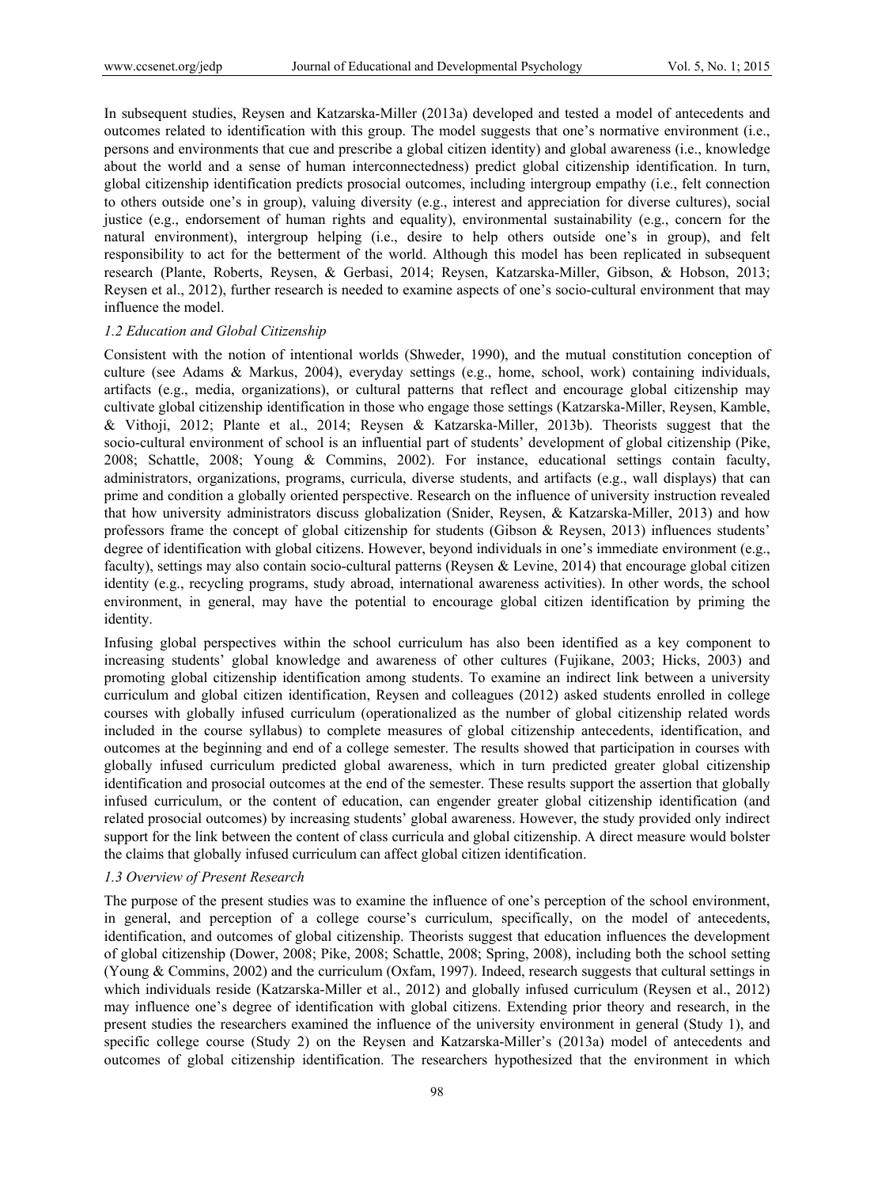In subsequent studies, Reysen and Katzarska-Miller (2013a) developed and tested a model of antecedents and outcomes related to identification with this group. The model suggests that one's normative environment (i.e., persons and environments that cue and prescribe a global citizen identity) and global awareness (i.e., knowledge about the world and a sense of human interconnectedness) predict global citizenship identification. In turn, global citizenship identification predicts prosocial outcomes, including intergroup empathy (i.e., felt connection to others outside one's in group), valuing diversity (e.g., interest and appreciation for diverse cultures), social justice (e.g., endorsement of human rights and equality), environmental sustainability (e.g., concern for the natural environment), intergroup helping (i.e., desire to help others outside one's in group), and felt responsibility to act for the betterment of the world. Although this model has been replicated in subsequent research (Plante, Roberts, Reysen, & Gerbasi, 2014; Reysen, Katzarska-Miller, Gibson, & Hobson, 2013; Reysen et al., 2012), further research is needed to examine aspects of one's socio-cultural environment that may influence the model.

### *1.2 Education and Global Citizenship*

Consistent with the notion of intentional worlds (Shweder, 1990), and the mutual constitution conception of culture (see Adams & Markus, 2004), everyday settings (e.g., home, school, work) containing individuals, artifacts (e.g., media, organizations), or cultural patterns that reflect and encourage global citizenship may cultivate global citizenship identification in those who engage those settings (Katzarska-Miller, Reysen, Kamble, & Vithoji, 2012; Plante et al., 2014; Reysen & Katzarska-Miller, 2013b). Theorists suggest that the socio-cultural environment of school is an influential part of students' development of global citizenship (Pike, 2008; Schattle, 2008; Young & Commins, 2002). For instance, educational settings contain faculty, administrators, organizations, programs, curricula, diverse students, and artifacts (e.g., wall displays) that can prime and condition a globally oriented perspective. Research on the influence of university instruction revealed that how university administrators discuss globalization (Snider, Reysen, & Katzarska-Miller, 2013) and how professors frame the concept of global citizenship for students (Gibson & Reysen, 2013) influences students' degree of identification with global citizens. However, beyond individuals in one's immediate environment (e.g., faculty), settings may also contain socio-cultural patterns (Reysen & Levine, 2014) that encourage global citizen identity (e.g., recycling programs, study abroad, international awareness activities). In other words, the school environment, in general, may have the potential to encourage global citizen identification by priming the identity.

Infusing global perspectives within the school curriculum has also been identified as a key component to increasing students' global knowledge and awareness of other cultures (Fujikane, 2003; Hicks, 2003) and promoting global citizenship identification among students. To examine an indirect link between a university curriculum and global citizen identification, Reysen and colleagues (2012) asked students enrolled in college courses with globally infused curriculum (operationalized as the number of global citizenship related words included in the course syllabus) to complete measures of global citizenship antecedents, identification, and outcomes at the beginning and end of a college semester. The results showed that participation in courses with globally infused curriculum predicted global awareness, which in turn predicted greater global citizenship identification and prosocial outcomes at the end of the semester. These results support the assertion that globally infused curriculum, or the content of education, can engender greater global citizenship identification (and related prosocial outcomes) by increasing students' global awareness. However, the study provided only indirect support for the link between the content of class curricula and global citizenship. A direct measure would bolster the claims that globally infused curriculum can affect global citizen identification.

### *1.3 Overview of Present Research*

The purpose of the present studies was to examine the influence of one's perception of the school environment, in general, and perception of a college course's curriculum, specifically, on the model of antecedents, identification, and outcomes of global citizenship. Theorists suggest that education influences the development of global citizenship (Dower, 2008; Pike, 2008; Schattle, 2008; Spring, 2008), including both the school setting (Young & Commins, 2002) and the curriculum (Oxfam, 1997). Indeed, research suggests that cultural settings in which individuals reside (Katzarska-Miller et al., 2012) and globally infused curriculum (Reysen et al., 2012) may influence one's degree of identification with global citizens. Extending prior theory and research, in the present studies the researchers examined the influence of the university environment in general (Study 1), and specific college course (Study 2) on the Reysen and Katzarska-Miller's (2013a) model of antecedents and outcomes of global citizenship identification. The researchers hypothesized that the environment in which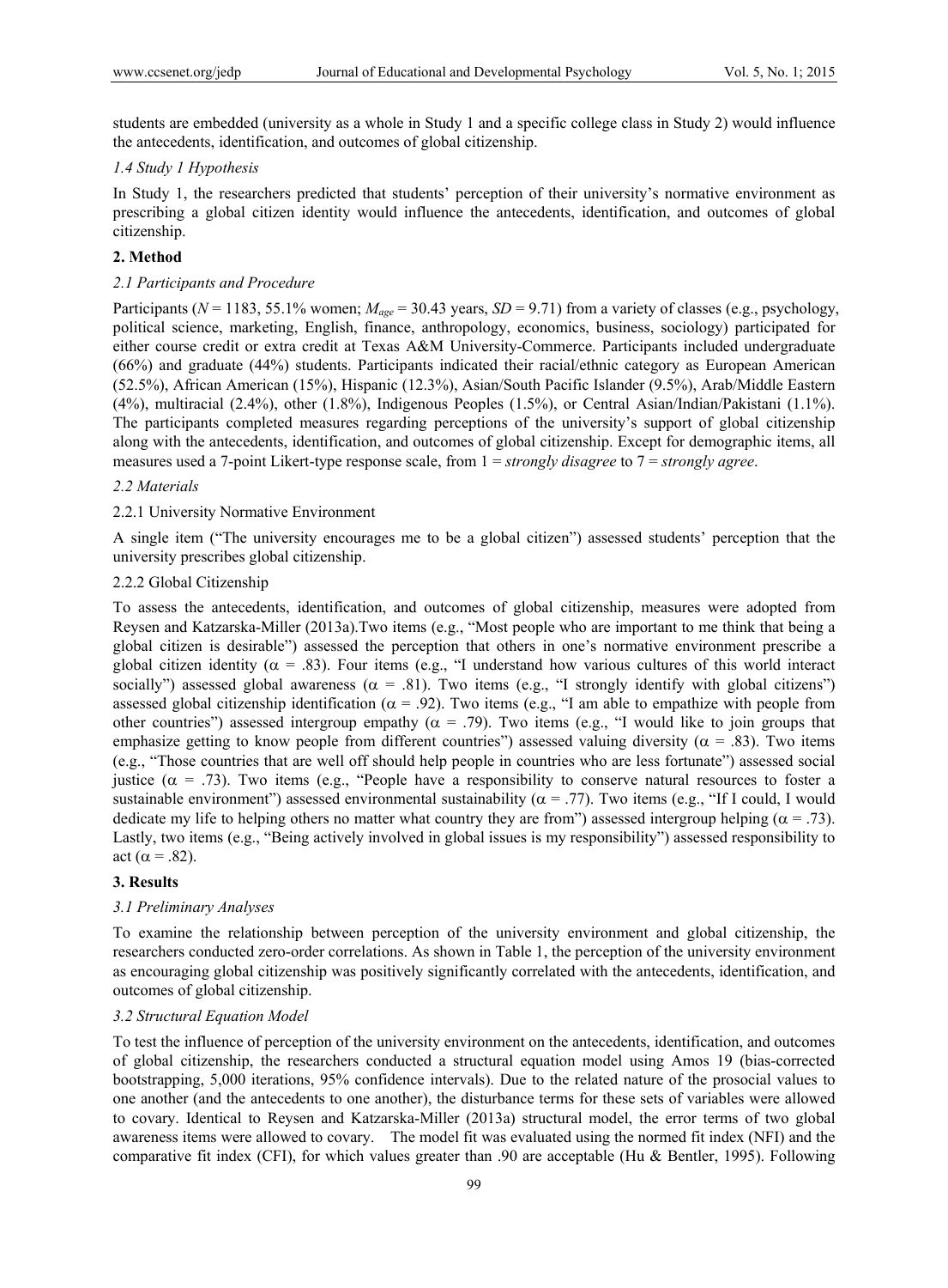students are embedded (university as a whole in Study 1 and a specific college class in Study 2) would influence the antecedents, identification, and outcomes of global citizenship.

### *1.4 Study 1 Hypothesis*

In Study 1, the researchers predicted that students' perception of their university's normative environment as prescribing a global citizen identity would influence the antecedents, identification, and outcomes of global citizenship.

## 2. Method

### *2.1 Participants and Procedure*

Participants ($N$ = 1183, 55.1% women; $M_{age}$ = 30.43 years, $SD$ = 9.71) from a variety of classes (e.g., psychology, political science, marketing, English, finance, anthropology, economics, business, sociology) participated for either course credit or extra credit at Texas A&M University-Commerce. Participants included undergraduate (66%) and graduate (44%) students. Participants indicated their racial/ethnic category as European American (52.5%), African American (15%), Hispanic (12.3%), Asian/South Pacific Islander (9.5%), Arab/Middle Eastern (4%), multiracial (2.4%), other (1.8%), Indigenous Peoples (1.5%), or Central Asian/Indian/Pakistani (1.1%). The participants completed measures regarding perceptions of the university's support of global citizenship along with the antecedents, identification, and outcomes of global citizenship. Except for demographic items, all measures used a 7-point Likert-type response scale, from 1 = *strongly disagree* to 7 = *strongly agree*.

### *2.2 Materials*

#### 2.2.1 University Normative Environment

A single item ("The university encourages me to be a global citizen") assessed students' perception that the university prescribes global citizenship.

#### 2.2.2 Global Citizenship

To assess the antecedents, identification, and outcomes of global citizenship, measures were adopted from Reysen and Katzarska-Miller (2013a).Two items (e.g., "Most people who are important to me think that being a global citizen is desirable") assessed the perception that others in one's normative environment prescribe a global citizen identity ($\alpha$ = .83). Four items (e.g., "I understand how various cultures of this world interact socially") assessed global awareness ($\alpha$ = .81). Two items (e.g., "I strongly identify with global citizens") assessed global citizenship identification ($\alpha$ = .92). Two items (e.g., "I am able to empathize with people from other countries") assessed intergroup empathy ($\alpha$ = .79). Two items (e.g., "I would like to join groups that emphasize getting to know people from different countries") assessed valuing diversity ($\alpha$ = .83). Two items (e.g., "Those countries that are well off should help people in countries who are less fortunate") assessed social justice ($\alpha$ = .73). Two items (e.g., "People have a responsibility to conserve natural resources to foster a sustainable environment") assessed environmental sustainability ($\alpha$ = .77). Two items (e.g., "If I could, I would dedicate my life to helping others no matter what country they are from") assessed intergroup helping ($\alpha$ = .73). Lastly, two items (e.g., "Being actively involved in global issues is my responsibility") assessed responsibility to act ($\alpha$ = .82).

## 3. Results

### *3.1 Preliminary Analyses*

To examine the relationship between perception of the university environment and global citizenship, the researchers conducted zero-order correlations. As shown in Table 1, the perception of the university environment as encouraging global citizenship was positively significantly correlated with the antecedents, identification, and outcomes of global citizenship.

### *3.2 Structural Equation Model*

To test the influence of perception of the university environment on the antecedents, identification, and outcomes of global citizenship, the researchers conducted a structural equation model using Amos 19 (bias-corrected bootstrapping, 5,000 iterations, 95% confidence intervals). Due to the related nature of the prosocial values to one another (and the antecedents to one another), the disturbance terms for these sets of variables were allowed to covary. Identical to Reysen and Katzarska-Miller (2013a) structural model, the error terms of two global awareness items were allowed to covary. The model fit was evaluated using the normed fit index (NFI) and the comparative fit index (CFI), for which values greater than .90 are acceptable (Hu & Bentler, 1995). Following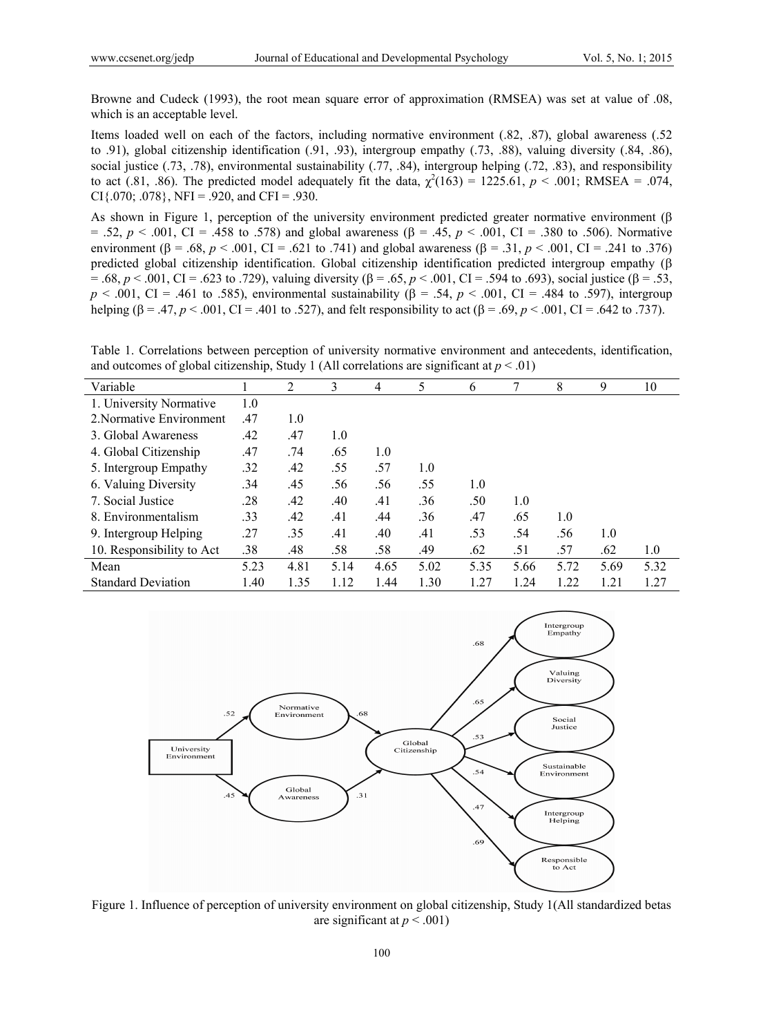Browne and Cudeck (1993), the root mean square error of approximation (RMSEA) was set at value of .08, which is an acceptable level.

Items loaded well on each of the factors, including normative environment (.82, .87), global awareness (.52 to .91), global citizenship identification (.91, .93), intergroup empathy (.73, .88), valuing diversity (.84, .86), social justice (.73, .78), environmental sustainability (.77, .84), intergroup helping (.72, .83), and responsibility to act (.81, .86). The predicted model adequately fit the data, $\chi^2(163) = 1225.61$, $p < .001$; RMSEA = .074, CI{.070; .078}, NFI = .920, and CFI = .930.

As shown in Figure 1, perception of the university environment predicted greater normative environment ($\beta = .52$, $p < .001$, CI = .458 to .578) and global awareness ($\beta = .45$, $p < .001$, CI = .380 to .506). Normative environment ($\beta = .68$, $p < .001$, CI = .621 to .741) and global awareness ($\beta = .31$, $p < .001$, CI = .241 to .376) predicted global citizenship identification. Global citizenship identification predicted intergroup empathy ($\beta = .68$, $p < .001$, CI = .623 to .729), valuing diversity ($\beta = .65$, $p < .001$, CI = .594 to .693), social justice ($\beta = .53$, $p < .001$, CI = .461 to .585), environmental sustainability ($\beta = .54$, $p < .001$, CI = .484 to .597), intergroup helping ($\beta = .47$, $p < .001$, CI = .401 to .527), and felt responsibility to act ($\beta = .69$, $p < .001$, CI = .642 to .737).

Table 1. Correlations between perception of university normative environment and antecedents, identification, and outcomes of global citizenship, Study 1 (All correlations are significant at $p < .01$)

| Variable | 1 | 2 | 3 | 4 | 5 | 6 | 7 | 8 | 9 | 10 |
|---|---|---|---|---|---|---|---|---|---|---|
| 1. University Normative | 1.0 | | | | | | | | | |
| 2.Normative Environment | .47 | 1.0 | | | | | | | | |
| 3. Global Awareness | .42 | .47 | 1.0 | | | | | | | |
| 4. Global Citizenship | .47 | .74 | .65 | 1.0 | | | | | | |
| 5. Intergroup Empathy | .32 | .42 | .55 | .57 | 1.0 | | | | | |
| 6. Valuing Diversity | .34 | .45 | .56 | .56 | .55 | 1.0 | | | | |
| 7. Social Justice | .28 | .42 | .40 | .41 | .36 | .50 | 1.0 | | | |
| 8. Environmentalism | .33 | .42 | .41 | .44 | .36 | .47 | .65 | 1.0 | | |
| 9. Intergroup Helping | .27 | .35 | .41 | .40 | .41 | .53 | .54 | .56 | 1.0 | |
| 10. Responsibility to Act | .38 | .48 | .58 | .58 | .49 | .62 | .51 | .57 | .62 | 1.0 |
| Mean | 5.23 | 4.81 | 5.14 | 4.65 | 5.02 | 5.35 | 5.66 | 5.72 | 5.69 | 5.32 |
| Standard Deviation | 1.40 | 1.35 | 1.12 | 1.44 | 1.30 | 1.27 | 1.24 | 1.22 | 1.21 | 1.27 |

Figure 1. Influence of perception of university environment on global citizenship, Study 1(All standardized betas are significant at $p < .001$)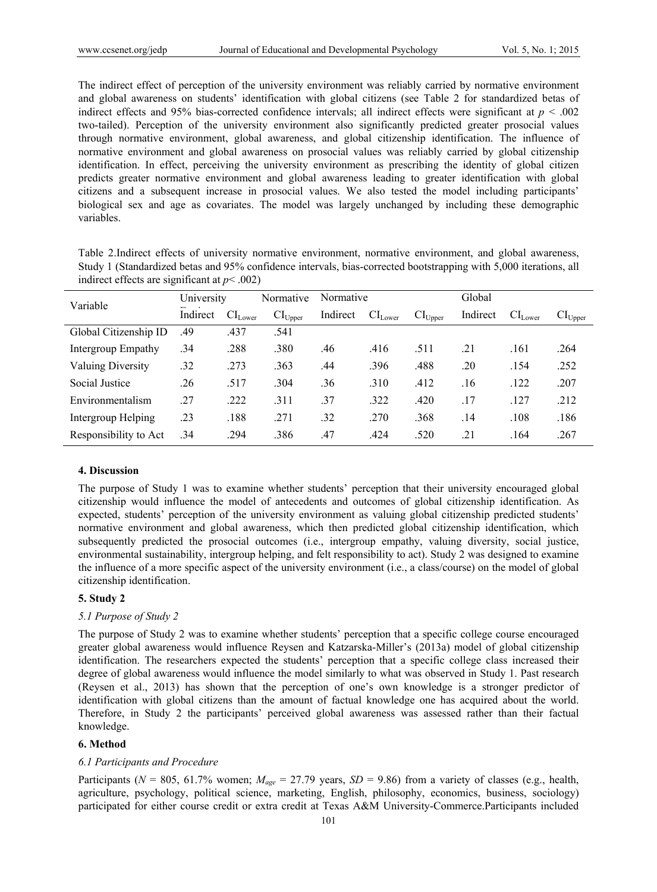The indirect effect of perception of the university environment was reliably carried by normative environment and global awareness on students' identification with global citizens (see Table 2 for standardized betas of indirect effects and 95% bias-corrected confidence intervals; all indirect effects were significant at $p < .002$ two-tailed). Perception of the university environment also significantly predicted greater prosocial values through normative environment, global awareness, and global citizenship identification. The influence of normative environment and global awareness on prosocial values was reliably carried by global citizenship identification. In effect, perceiving the university environment as prescribing the identity of global citizen predicts greater normative environment and global awareness leading to greater identification with global citizens and a subsequent increase in prosocial values. We also tested the model including participants' biological sex and age as covariates. The model was largely unchanged by including these demographic variables.

Table 2.Indirect effects of university normative environment, normative environment, and global awareness, Study 1 (Standardized betas and 95% confidence intervals, bias-corrected bootstrapping with 5,000 iterations, all indirect effects are significant at $p < .002$)

| Variable | University | | Normative | Normative | | | Global | | |
|---|---|---|---|---|---|---|---|---|---|
| | Indirect | $CI_{Lower}$ | $CI_{Upper}$ | Indirect | $CI_{Lower}$ | $CI_{Upper}$ | Indirect | $CI_{Lower}$ | $CI_{Upper}$ |
| Global Citizenship ID | .49 | .437 | .541 | | | | | | |
| Intergroup Empathy | .34 | .288 | .380 | .46 | .416 | .511 | .21 | .161 | .264 |
| Valuing Diversity | .32 | .273 | .363 | .44 | .396 | .488 | .20 | .154 | .252 |
| Social Justice | .26 | .517 | .304 | .36 | .310 | .412 | .16 | .122 | .207 |
| Environmentalism | .27 | .222 | .311 | .37 | .322 | .420 | .17 | .127 | .212 |
| Intergroup Helping | .23 | .188 | .271 | .32 | .270 | .368 | .14 | .108 | .186 |
| Responsibility to Act | .34 | .294 | .386 | .47 | .424 | .520 | .21 | .164 | .267 |

## 4. Discussion

The purpose of Study 1 was to examine whether students' perception that their university encouraged global citizenship would influence the model of antecedents and outcomes of global citizenship identification. As expected, students' perception of the university environment as valuing global citizenship predicted students' normative environment and global awareness, which then predicted global citizenship identification, which subsequently predicted the prosocial outcomes (i.e., intergroup empathy, valuing diversity, social justice, environmental sustainability, intergroup helping, and felt responsibility to act). Study 2 was designed to examine the influence of a more specific aspect of the university environment (i.e., a class/course) on the model of global citizenship identification.

## 5. Study 2

### *5.1 Purpose of Study 2*

The purpose of Study 2 was to examine whether students' perception that a specific college course encouraged greater global awareness would influence Reysen and Katzarska-Miller's (2013a) model of global citizenship identification. The researchers expected the students' perception that a specific college class increased their degree of global awareness would influence the model similarly to what was observed in Study 1. Past research (Reysen et al., 2013) has shown that the perception of one's own knowledge is a stronger predictor of identification with global citizens than the amount of factual knowledge one has acquired about the world. Therefore, in Study 2 the participants' perceived global awareness was assessed rather than their factual knowledge.

## 6. Method

### *6.1 Participants and Procedure*

Participants ($N$ = 805, 61.7% women; $M_{age}$ = 27.79 years, $SD$ = 9.86) from a variety of classes (e.g., health, agriculture, psychology, political science, marketing, English, philosophy, economics, business, sociology) participated for either course credit or extra credit at Texas A&M University-Commerce.Participants included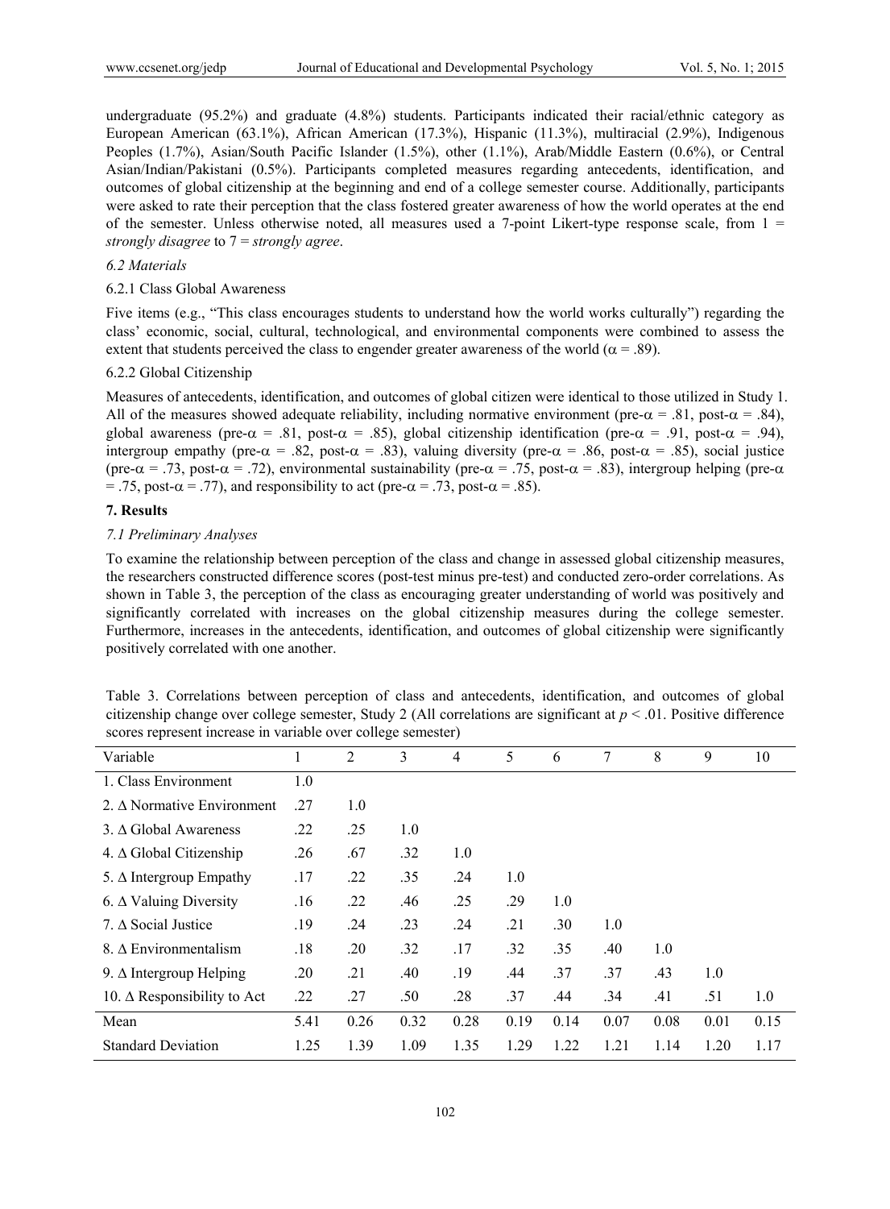undergraduate (95.2%) and graduate (4.8%) students. Participants indicated their racial/ethnic category as European American (63.1%), African American (17.3%), Hispanic (11.3%), multiracial (2.9%), Indigenous Peoples (1.7%), Asian/South Pacific Islander (1.5%), other (1.1%), Arab/Middle Eastern (0.6%), or Central Asian/Indian/Pakistani (0.5%). Participants completed measures regarding antecedents, identification, and outcomes of global citizenship at the beginning and end of a college semester course. Additionally, participants were asked to rate their perception that the class fostered greater awareness of how the world operates at the end of the semester. Unless otherwise noted, all measures used a 7-point Likert-type response scale, from 1 = *strongly disagree* to 7 = *strongly agree*.

### *6.2 Materials*

#### 6.2.1 Class Global Awareness

Five items (e.g., "This class encourages students to understand how the world works culturally") regarding the class' economic, social, cultural, technological, and environmental components were combined to assess the extent that students perceived the class to engender greater awareness of the world ($\alpha = .89$).

#### 6.2.2 Global Citizenship

Measures of antecedents, identification, and outcomes of global citizen were identical to those utilized in Study 1. All of the measures showed adequate reliability, including normative environment (pre-$\alpha = .81$, post-$\alpha = .84$), global awareness (pre-$\alpha = .81$, post-$\alpha = .85$), global citizenship identification (pre-$\alpha = .91$, post-$\alpha = .94$), intergroup empathy (pre-$\alpha = .82$, post-$\alpha = .83$), valuing diversity (pre-$\alpha = .86$, post-$\alpha = .85$), social justice (pre-$\alpha = .73$, post-$\alpha = .72$), environmental sustainability (pre-$\alpha = .75$, post-$\alpha = .83$), intergroup helping (pre-$\alpha = .75$, post-$\alpha = .77$), and responsibility to act (pre-$\alpha = .73$, post-$\alpha = .85$).

## 7. Results

### *7.1 Preliminary Analyses*

To examine the relationship between perception of the class and change in assessed global citizenship measures, the researchers constructed difference scores (post-test minus pre-test) and conducted zero-order correlations. As shown in Table 3, the perception of the class as encouraging greater understanding of world was positively and significantly correlated with increases on the global citizenship measures during the college semester. Furthermore, increases in the antecedents, identification, and outcomes of global citizenship were significantly positively correlated with one another.

Table 3. Correlations between perception of class and antecedents, identification, and outcomes of global citizenship change over college semester, Study 2 (All correlations are significant at $p < .01$. Positive difference scores represent increase in variable over college semester)

| Variable | 1 | 2 | 3 | 4 | 5 | 6 | 7 | 8 | 9 | 10 |
|---|---|---|---|---|---|---|---|---|---|---|
| 1. Class Environment | 1.0 | | | | | | | | | |
| 2. Δ Normative Environment | .27 | 1.0 | | | | | | | | |
| 3. Δ Global Awareness | .22 | .25 | 1.0 | | | | | | | |
| 4. Δ Global Citizenship | .26 | .67 | .32 | 1.0 | | | | | | |
| 5. Δ Intergroup Empathy | .17 | .22 | .35 | .24 | 1.0 | | | | | |
| 6. Δ Valuing Diversity | .16 | .22 | .46 | .25 | .29 | 1.0 | | | | |
| 7. Δ Social Justice | .19 | .24 | .23 | .24 | .21 | .30 | 1.0 | | | |
| 8. Δ Environmentalism | .18 | .20 | .32 | .17 | .32 | .35 | .40 | 1.0 | | |
| 9. Δ Intergroup Helping | .20 | .21 | .40 | .19 | .44 | .37 | .37 | .43 | 1.0 | |
| 10. Δ Responsibility to Act | .22 | .27 | .50 | .28 | .37 | .44 | .34 | .41 | .51 | 1.0 |
| Mean | 5.41 | 0.26 | 0.32 | 0.28 | 0.19 | 0.14 | 0.07 | 0.08 | 0.01 | 0.15 |
| Standard Deviation | 1.25 | 1.39 | 1.09 | 1.35 | 1.29 | 1.22 | 1.21 | 1.14 | 1.20 | 1.17 |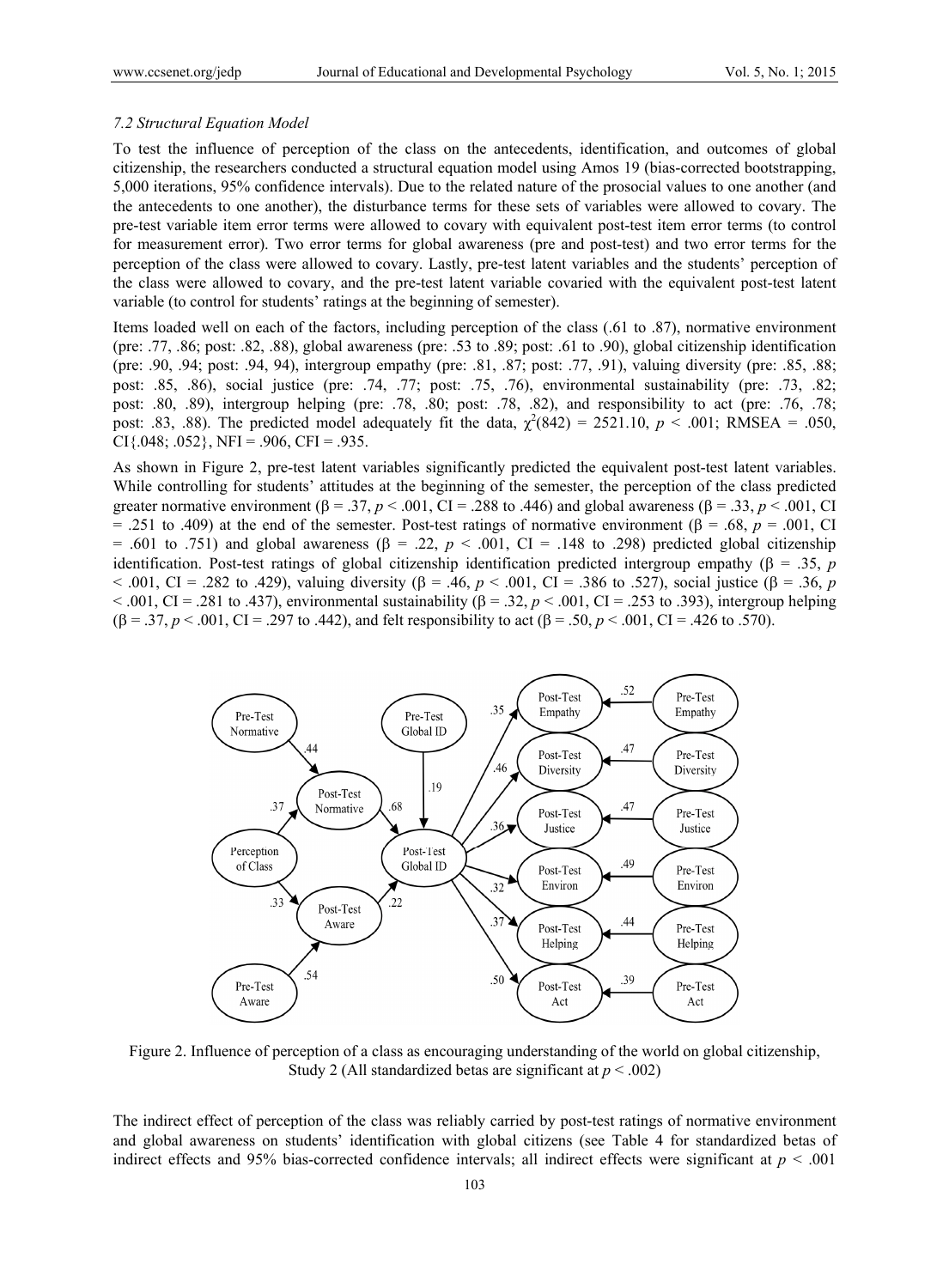### *7.2 Structural Equation Model*

To test the influence of perception of the class on the antecedents, identification, and outcomes of global citizenship, the researchers conducted a structural equation model using Amos 19 (bias-corrected bootstrapping, 5,000 iterations, 95% confidence intervals). Due to the related nature of the prosocial values to one another (and the antecedents to one another), the disturbance terms for these sets of variables were allowed to covary. The pre-test variable item error terms were allowed to covary with equivalent post-test item error terms (to control for measurement error). Two error terms for global awareness (pre and post-test) and two error terms for the perception of the class were allowed to covary. Lastly, pre-test latent variables and the students' perception of the class were allowed to covary, and the pre-test latent variable covaried with the equivalent post-test latent variable (to control for students' ratings at the beginning of semester).

Items loaded well on each of the factors, including perception of the class (.61 to .87), normative environment (pre: .77, .86; post: .82, .88), global awareness (pre: .53 to .89; post: .61 to .90), global citizenship identification (pre: .90, .94; post: .94, 94), intergroup empathy (pre: .81, .87; post: .77, .91), valuing diversity (pre: .85, .88; post: .85, .86), social justice (pre: .74, .77; post: .75, .76), environmental sustainability (pre: .73, .82; post: .80, .89), intergroup helping (pre: .78, .80; post: .78, .82), and responsibility to act (pre: .76, .78; post: .83, .88). The predicted model adequately fit the data, $\chi^2(842) = 2521.10$, $p < .001$; RMSEA = .050, CI{.048; .052}, NFI = .906, CFI = .935.

As shown in Figure 2, pre-test latent variables significantly predicted the equivalent post-test latent variables. While controlling for students' attitudes at the beginning of the semester, the perception of the class predicted greater normative environment ($\beta = .37$, $p < .001$, CI = .288 to .446) and global awareness ($\beta = .33$, $p < .001$, CI = .251 to .409) at the end of the semester. Post-test ratings of normative environment ($\beta = .68$, $p = .001$, CI = .601 to .751) and global awareness ($\beta = .22$, $p < .001$, CI = .148 to .298) predicted global citizenship identification. Post-test ratings of global citizenship identification predicted intergroup empathy ($\beta = .35$, $p < .001$, CI = .282 to .429), valuing diversity ($\beta = .46$, $p < .001$, CI = .386 to .527), social justice ($\beta = .36$, $p < .001$, CI = .281 to .437), environmental sustainability ($\beta = .32$, $p < .001$, CI = .253 to .393), intergroup helping ($\beta = .37$, $p < .001$, CI = .297 to .442), and felt responsibility to act ($\beta = .50$, $p < .001$, CI = .426 to .570).

Figure 2. Influence of perception of a class as encouraging understanding of the world on global citizenship, Study 2 (All standardized betas are significant at $p < .002$)

The indirect effect of perception of the class was reliably carried by post-test ratings of normative environment and global awareness on students' identification with global citizens (see Table 4 for standardized betas of indirect effects and 95% bias-corrected confidence intervals; all indirect effects were significant at $p < .001$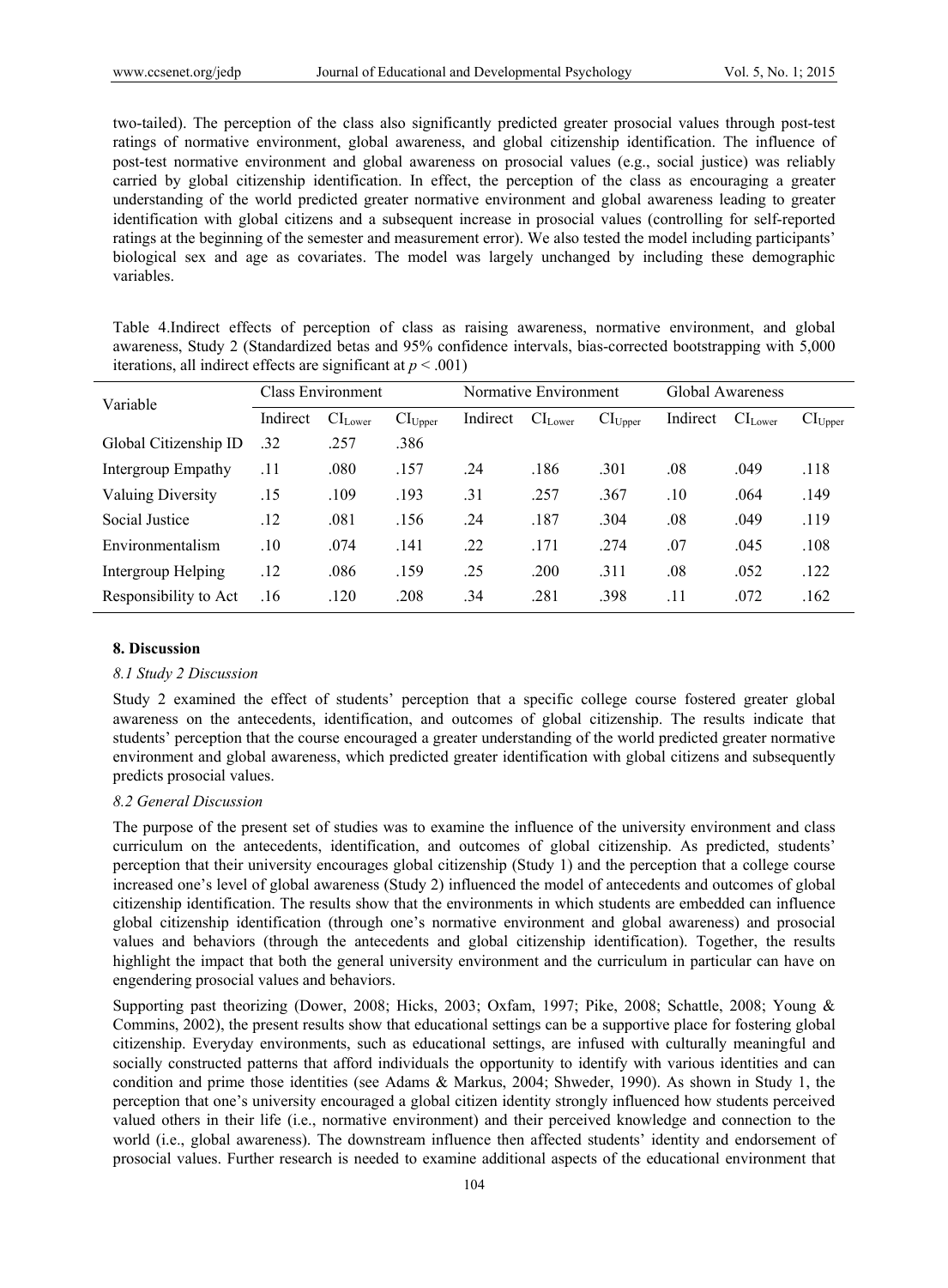two-tailed). The perception of the class also significantly predicted greater prosocial values through post-test ratings of normative environment, global awareness, and global citizenship identification. The influence of post-test normative environment and global awareness on prosocial values (e.g., social justice) was reliably carried by global citizenship identification. In effect, the perception of the class as encouraging a greater understanding of the world predicted greater normative environment and global awareness leading to greater identification with global citizens and a subsequent increase in prosocial values (controlling for self-reported ratings at the beginning of the semester and measurement error). We also tested the model including participants' biological sex and age as covariates. The model was largely unchanged by including these demographic variables.

Table 4. Indirect effects of perception of class as raising awareness, normative environment, and global awareness, Study 2 (Standardized betas and 95% confidence intervals, bias-corrected bootstrapping with 5,000 iterations, all indirect effects are significant at $p < .001$)

| Variable | Class Environment | | | Normative Environment | | | Global Awareness | | |
|---|---|---|---|---|---|---|---|---|---|
| | Indirect | $CI_{Lower}$ | $CI_{Upper}$ | Indirect | $CI_{Lower}$ | $CI_{Upper}$ | Indirect | $CI_{Lower}$ | $CI_{Upper}$ |
| Global Citizenship ID | .32 | .257 | .386 | | | | | | |
| Intergroup Empathy | .11 | .080 | .157 | .24 | .186 | .301 | .08 | .049 | .118 |
| Valuing Diversity | .15 | .109 | .193 | .31 | .257 | .367 | .10 | .064 | .149 |
| Social Justice | .12 | .081 | .156 | .24 | .187 | .304 | .08 | .049 | .119 |
| Environmentalism | .10 | .074 | .141 | .22 | .171 | .274 | .07 | .045 | .108 |
| Intergroup Helping | .12 | .086 | .159 | .25 | .200 | .311 | .08 | .052 | .122 |
| Responsibility to Act | .16 | .120 | .208 | .34 | .281 | .398 | .11 | .072 | .162 |

## 8. Discussion

### 8.1 Study 2 Discussion

Study 2 examined the effect of students' perception that a specific college course fostered greater global awareness on the antecedents, identification, and outcomes of global citizenship. The results indicate that students' perception that the course encouraged a greater understanding of the world predicted greater normative environment and global awareness, which predicted greater identification with global citizens and subsequently predicts prosocial values.

### 8.2 General Discussion

The purpose of the present set of studies was to examine the influence of the university environment and class curriculum on the antecedents, identification, and outcomes of global citizenship. As predicted, students' perception that their university encourages global citizenship (Study 1) and the perception that a college course increased one's level of global awareness (Study 2) influenced the model of antecedents and outcomes of global citizenship identification. The results show that the environments in which students are embedded can influence global citizenship identification (through one's normative environment and global awareness) and prosocial values and behaviors (through the antecedents and global citizenship identification). Together, the results highlight the impact that both the general university environment and the curriculum in particular can have on engendering prosocial values and behaviors.

Supporting past theorizing (Dower, 2008; Hicks, 2003; Oxfam, 1997; Pike, 2008; Schattle, 2008; Young & Commins, 2002), the present results show that educational settings can be a supportive place for fostering global citizenship. Everyday environments, such as educational settings, are infused with culturally meaningful and socially constructed patterns that afford individuals the opportunity to identify with various identities and can condition and prime those identities (see Adams & Markus, 2004; Shweder, 1990). As shown in Study 1, the perception that one's university encouraged a global citizen identity strongly influenced how students perceived valued others in their life (i.e., normative environment) and their perceived knowledge and connection to the world (i.e., global awareness). The downstream influence then affected students' identity and endorsement of prosocial values. Further research is needed to examine additional aspects of the educational environment that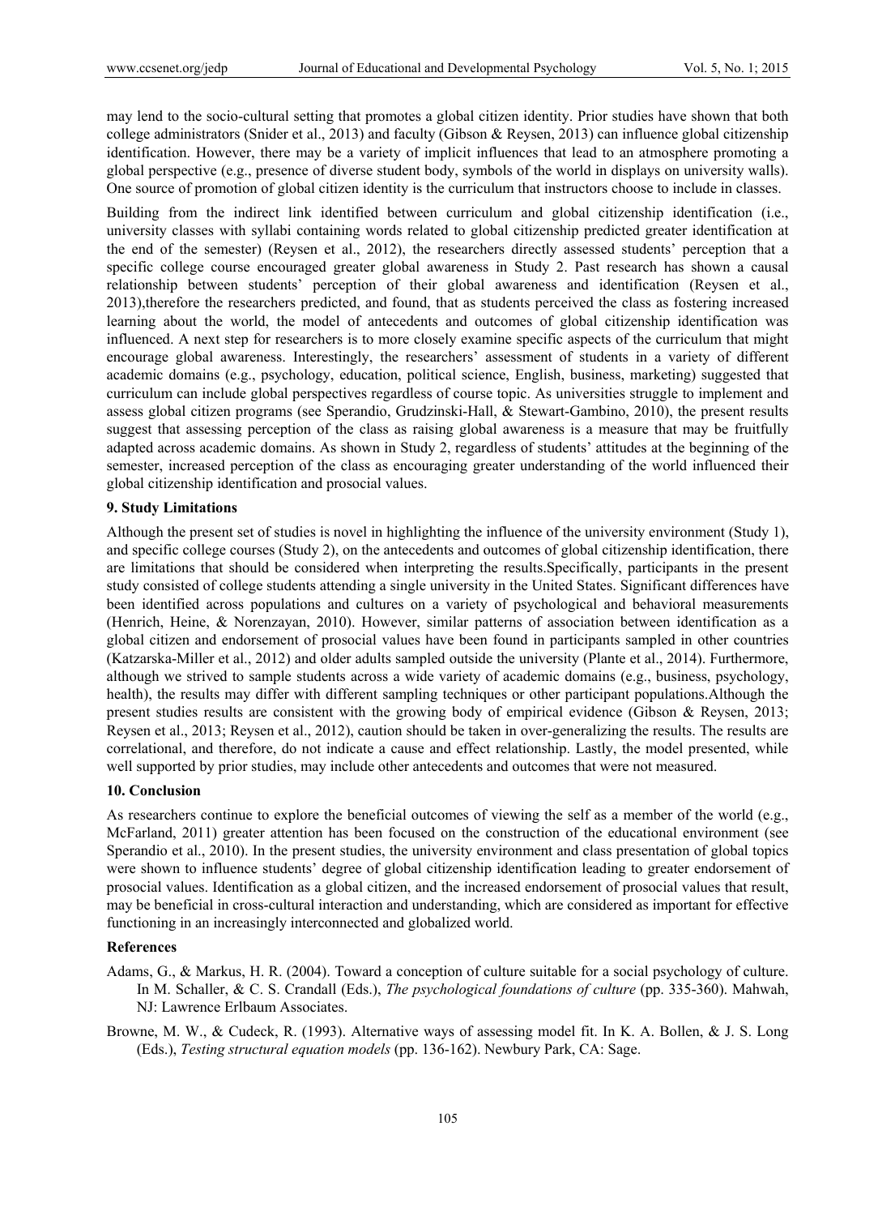may lend to the socio-cultural setting that promotes a global citizen identity. Prior studies have shown that both college administrators (Snider et al., 2013) and faculty (Gibson & Reysen, 2013) can influence global citizenship identification. However, there may be a variety of implicit influences that lead to an atmosphere promoting a global perspective (e.g., presence of diverse student body, symbols of the world in displays on university walls). One source of promotion of global citizen identity is the curriculum that instructors choose to include in classes.

Building from the indirect link identified between curriculum and global citizenship identification (i.e., university classes with syllabi containing words related to global citizenship predicted greater identification at the end of the semester) (Reysen et al., 2012), the researchers directly assessed students' perception that a specific college course encouraged greater global awareness in Study 2. Past research has shown a causal relationship between students' perception of their global awareness and identification (Reysen et al., 2013),therefore the researchers predicted, and found, that as students perceived the class as fostering increased learning about the world, the model of antecedents and outcomes of global citizenship identification was influenced. A next step for researchers is to more closely examine specific aspects of the curriculum that might encourage global awareness. Interestingly, the researchers' assessment of students in a variety of different academic domains (e.g., psychology, education, political science, English, business, marketing) suggested that curriculum can include global perspectives regardless of course topic. As universities struggle to implement and assess global citizen programs (see Sperandio, Grudzinski-Hall, & Stewart-Gambino, 2010), the present results suggest that assessing perception of the class as raising global awareness is a measure that may be fruitfully adapted across academic domains. As shown in Study 2, regardless of students' attitudes at the beginning of the semester, increased perception of the class as encouraging greater understanding of the world influenced their global citizenship identification and prosocial values.

### 9. Study Limitations

Although the present set of studies is novel in highlighting the influence of the university environment (Study 1), and specific college courses (Study 2), on the antecedents and outcomes of global citizenship identification, there are limitations that should be considered when interpreting the results.Specifically, participants in the present study consisted of college students attending a single university in the United States. Significant differences have been identified across populations and cultures on a variety of psychological and behavioral measurements (Henrich, Heine, & Norenzayan, 2010). However, similar patterns of association between identification as a global citizen and endorsement of prosocial values have been found in participants sampled in other countries (Katzarska-Miller et al., 2012) and older adults sampled outside the university (Plante et al., 2014). Furthermore, although we strived to sample students across a wide variety of academic domains (e.g., business, psychology, health), the results may differ with different sampling techniques or other participant populations.Although the present studies results are consistent with the growing body of empirical evidence (Gibson & Reysen, 2013; Reysen et al., 2013; Reysen et al., 2012), caution should be taken in over-generalizing the results. The results are correlational, and therefore, do not indicate a cause and effect relationship. Lastly, the model presented, while well supported by prior studies, may include other antecedents and outcomes that were not measured.

### 10. Conclusion

As researchers continue to explore the beneficial outcomes of viewing the self as a member of the world (e.g., McFarland, 2011) greater attention has been focused on the construction of the educational environment (see Sperandio et al., 2010). In the present studies, the university environment and class presentation of global topics were shown to influence students' degree of global citizenship identification leading to greater endorsement of prosocial values. Identification as a global citizen, and the increased endorsement of prosocial values that result, may be beneficial in cross-cultural interaction and understanding, which are considered as important for effective functioning in an increasingly interconnected and globalized world.

### References

Adams, G., & Markus, H. R. (2004). Toward a conception of culture suitable for a social psychology of culture. In M. Schaller, & C. S. Crandall (Eds.), *The psychological foundations of culture* (pp. 335-360). Mahwah, NJ: Lawrence Erlbaum Associates.

Browne, M. W., & Cudeck, R. (1993). Alternative ways of assessing model fit. In K. A. Bollen, & J. S. Long (Eds.), *Testing structural equation models* (pp. 136-162). Newbury Park, CA: Sage.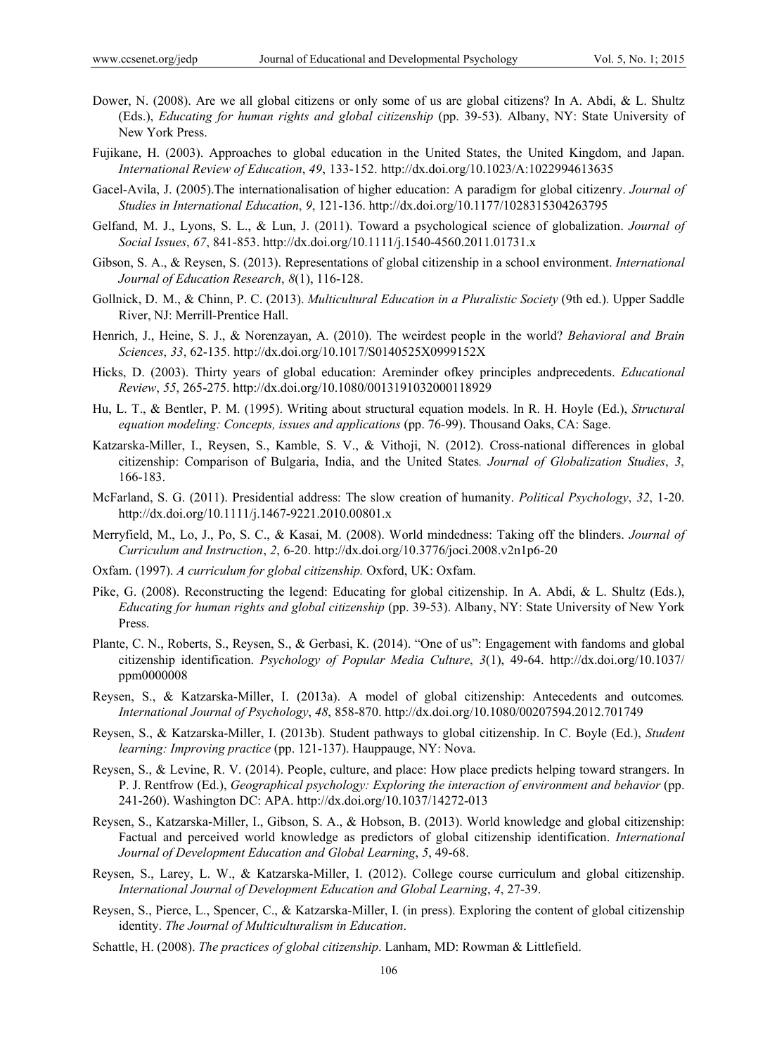Dower, N. (2008). Are we all global citizens or only some of us are global citizens? In A. Abdi, & L. Shultz (Eds.), *Educating for human rights and global citizenship* (pp. 39-53). Albany, NY: State University of New York Press.

Fujikane, H. (2003). Approaches to global education in the United States, the United Kingdom, and Japan. *International Review of Education*, *49*, 133-152. http://dx.doi.org/10.1023/A:1022994613635

Gacel-Avila, J. (2005).The internationalisation of higher education: A paradigm for global citizenry. *Journal of Studies in International Education*, *9*, 121-136. http://dx.doi.org/10.1177/1028315304263795

Gelfand, M. J., Lyons, S. L., & Lun, J. (2011). Toward a psychological science of globalization. *Journal of Social Issues*, *67*, 841-853. http://dx.doi.org/10.1111/j.1540-4560.2011.01731.x

Gibson, S. A., & Reysen, S. (2013). Representations of global citizenship in a school environment. *International Journal of Education Research*, *8*(1), 116-128.

Gollnick, D. M., & Chinn, P. C. (2013). *Multicultural Education in a Pluralistic Society* (9th ed.). Upper Saddle River, NJ: Merrill-Prentice Hall.

Henrich, J., Heine, S. J., & Norenzayan, A. (2010). The weirdest people in the world? *Behavioral and Brain Sciences*, *33*, 62-135. http://dx.doi.org/10.1017/S0140525X0999152X

Hicks, D. (2003). Thirty years of global education: Areminder ofkey principles andprecedents. *Educational Review*, *55*, 265-275. http://dx.doi.org/10.1080/0013191032000118929

Hu, L. T., & Bentler, P. M. (1995). Writing about structural equation models. In R. H. Hoyle (Ed.), *Structural equation modeling: Concepts, issues and applications* (pp. 76-99). Thousand Oaks, CA: Sage.

Katzarska-Miller, I., Reysen, S., Kamble, S. V., & Vithoji, N. (2012). Cross-national differences in global citizenship: Comparison of Bulgaria, India, and the United States*. Journal of Globalization Studies*, *3*, 166-183.

McFarland, S. G. (2011). Presidential address: The slow creation of humanity. *Political Psychology*, *32*, 1-20. http://dx.doi.org/10.1111/j.1467-9221.2010.00801.x

Merryfield, M., Lo, J., Po, S. C., & Kasai, M. (2008). World mindedness: Taking off the blinders. *Journal of Curriculum and Instruction*, *2*, 6-20. http://dx.doi.org/10.3776/joci.2008.v2n1p6-20

Oxfam. (1997). *A curriculum for global citizenship.* Oxford, UK: Oxfam.

Pike, G. (2008). Reconstructing the legend: Educating for global citizenship. In A. Abdi, & L. Shultz (Eds.), *Educating for human rights and global citizenship* (pp. 39-53). Albany, NY: State University of New York Press.

Plante, C. N., Roberts, S., Reysen, S., & Gerbasi, K. (2014). "One of us": Engagement with fandoms and global citizenship identification. *Psychology of Popular Media Culture*, *3*(1), 49-64. http://dx.doi.org/10.1037/ppm0000008

Reysen, S., & Katzarska-Miller, I. (2013a). A model of global citizenship: Antecedents and outcomes*. International Journal of Psychology*, *48*, 858-870. http://dx.doi.org/10.1080/00207594.2012.701749

Reysen, S., & Katzarska-Miller, I. (2013b). Student pathways to global citizenship. In C. Boyle (Ed.), *Student learning: Improving practice* (pp. 121-137). Hauppauge, NY: Nova.

Reysen, S., & Levine, R. V. (2014). People, culture, and place: How place predicts helping toward strangers. In P. J. Rentfrow (Ed.), *Geographical psychology: Exploring the interaction of environment and behavior* (pp. 241-260). Washington DC: APA. http://dx.doi.org/10.1037/14272-013

Reysen, S., Katzarska-Miller, I., Gibson, S. A., & Hobson, B. (2013). World knowledge and global citizenship: Factual and perceived world knowledge as predictors of global citizenship identification. *International Journal of Development Education and Global Learning*, *5*, 49-68.

Reysen, S., Larey, L. W., & Katzarska-Miller, I. (2012). College course curriculum and global citizenship. *International Journal of Development Education and Global Learning*, *4*, 27-39.

Reysen, S., Pierce, L., Spencer, C., & Katzarska-Miller, I. (in press). Exploring the content of global citizenship identity. *The Journal of Multiculturalism in Education*.

Schattle, H. (2008). *The practices of global citizenship*. Lanham, MD: Rowman & Littlefield.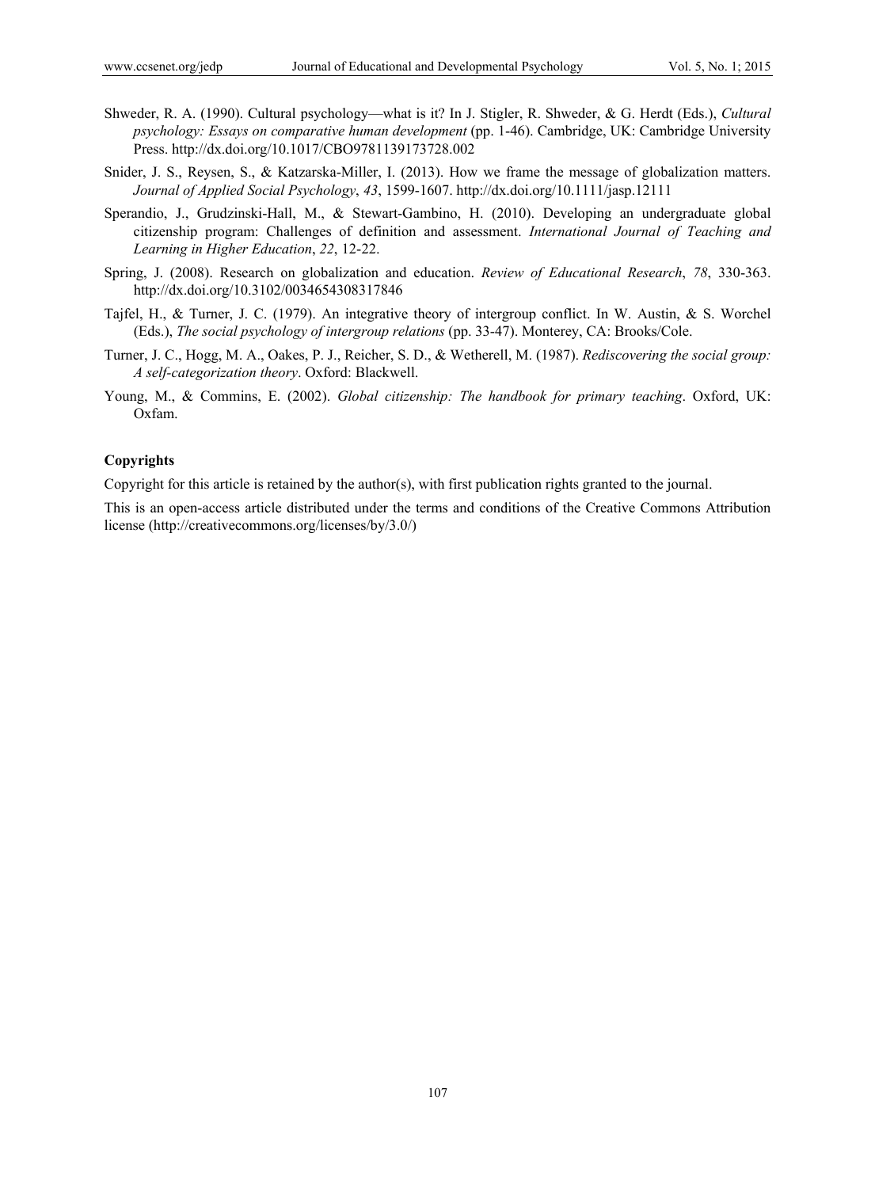Shweder, R. A. (1990). Cultural psychology—what is it? In J. Stigler, R. Shweder, & G. Herdt (Eds.), *Cultural psychology: Essays on comparative human development* (pp. 1-46). Cambridge, UK: Cambridge University Press. http://dx.doi.org/10.1017/CBO9781139173728.002

Snider, J. S., Reysen, S., & Katzarska-Miller, I. (2013). How we frame the message of globalization matters. *Journal of Applied Social Psychology*, *43*, 1599-1607. http://dx.doi.org/10.1111/jasp.12111

Sperandio, J., Grudzinski-Hall, M., & Stewart-Gambino, H. (2010). Developing an undergraduate global citizenship program: Challenges of definition and assessment. *International Journal of Teaching and Learning in Higher Education*, *22*, 12-22.

Spring, J. (2008). Research on globalization and education. *Review of Educational Research*, *78*, 330-363. http://dx.doi.org/10.3102/0034654308317846

Tajfel, H., & Turner, J. C. (1979). An integrative theory of intergroup conflict. In W. Austin, & S. Worchel (Eds.), *The social psychology of intergroup relations* (pp. 33-47). Monterey, CA: Brooks/Cole.

Turner, J. C., Hogg, M. A., Oakes, P. J., Reicher, S. D., & Wetherell, M. (1987). *Rediscovering the social group: A self-categorization theory*. Oxford: Blackwell.

Young, M., & Commins, E. (2002). *Global citizenship: The handbook for primary teaching*. Oxford, UK: Oxfam.

**Copyrights**

Copyright for this article is retained by the author(s), with first publication rights granted to the journal.

This is an open-access article distributed under the terms and conditions of the Creative Commons Attribution license (http://creativecommons.org/licenses/by/3.0/)